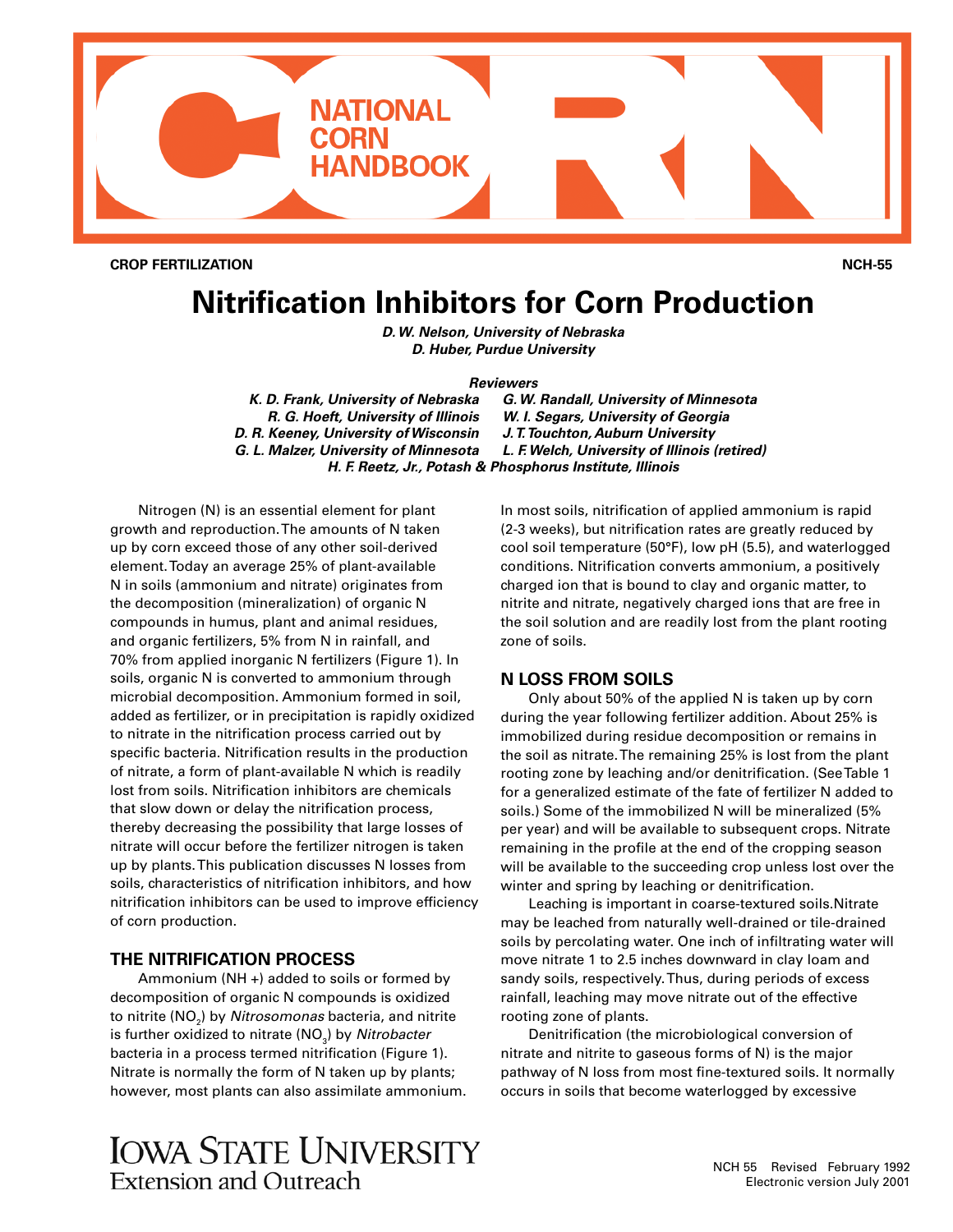# NATIONAL CORN HANDBOOK

**CROP FERTILIZATION** **NCH-55**

# Nitrification Inhibitors for Corn Production

***D. W. Nelson, University of Nebraska***
***D. Huber, Purdue University***

***Reviewers***

***K. D. Frank, University of Nebraska*** ***G. W. Randall, University of Minnesota***
***R. G. Hoeft, University of Illinois*** ***W. I. Segars, University of Georgia***
***D. R. Keeney, University of Wisconsin*** ***J. T. Touchton, Auburn University***
***G. L. Malzer, University of Minnesota*** ***L. F. Welch, University of Illinois (retired)***
***H. F. Reetz, Jr., Potash & Phosphorus Institute, Illinois***

Nitrogen (N) is an essential element for plant growth and reproduction. The amounts of N taken up by corn exceed those of any other soil-derived element. Today an average 25% of plant-available N in soils (ammonium and nitrate) originates from the decomposition (mineralization) of organic N compounds in humus, plant and animal residues, and organic fertilizers, 5% from N in rainfall, and 70% from applied inorganic N fertilizers (Figure 1). In soils, organic N is converted to ammonium through microbial decomposition. Ammonium formed in soil, added as fertilizer, or in precipitation is rapidly oxidized to nitrate in the nitrification process carried out by specific bacteria. Nitrification results in the production of nitrate, a form of plant-available N which is readily lost from soils. Nitrification inhibitors are chemicals that slow down or delay the nitrification process, thereby decreasing the possibility that large losses of nitrate will occur before the fertilizer nitrogen is taken up by plants. This publication discusses N losses from soils, characteristics of nitrification inhibitors, and how nitrification inhibitors can be used to improve efficiency of corn production.

## THE NITRIFICATION PROCESS

Ammonium (NH +) added to soils or formed by decomposition of organic N compounds is oxidized to nitrite ($NO_2$) by *Nitrosomonas* bacteria, and nitrite is further oxidized to nitrate ($NO_3$) by *Nitrobacter* bacteria in a process termed nitrification (Figure 1). Nitrate is normally the form of N taken up by plants; however, most plants can also assimilate ammonium. In most soils, nitrification of applied ammonium is rapid (2-3 weeks), but nitrification rates are greatly reduced by cool soil temperature (50°F), low pH (5.5), and waterlogged conditions. Nitrification converts ammonium, a positively charged ion that is bound to clay and organic matter, to nitrite and nitrate, negatively charged ions that are free in the soil solution and are readily lost from the plant rooting zone of soils.

## N LOSS FROM SOILS

Only about 50% of the applied N is taken up by corn during the year following fertilizer addition. About 25% is immobilized during residue decomposition or remains in the soil as nitrate. The remaining 25% is lost from the plant rooting zone by leaching and/or denitrification. (See Table 1 for a generalized estimate of the fate of fertilizer N added to soils.) Some of the immobilized N will be mineralized (5% per year) and will be available to subsequent crops. Nitrate remaining in the profile at the end of the cropping season will be available to the succeeding crop unless lost over the winter and spring by leaching or denitrification.

Leaching is important in coarse-textured soils. Nitrate may be leached from naturally well-drained or tile-drained soils by percolating water. One inch of infiltrating water will move nitrate 1 to 2.5 inches downward in clay loam and sandy soils, respectively. Thus, during periods of excess rainfall, leaching may move nitrate out of the effective rooting zone of plants.

Denitrification (the microbiological conversion of nitrate and nitrite to gaseous forms of N) is the major pathway of N loss from most fine-textured soils. It normally occurs in soils that become waterlogged by excessive

IOWA STATE UNIVERSITY
Extension and Outreach

NCH 55 Revised February 1992
Electronic version July 2001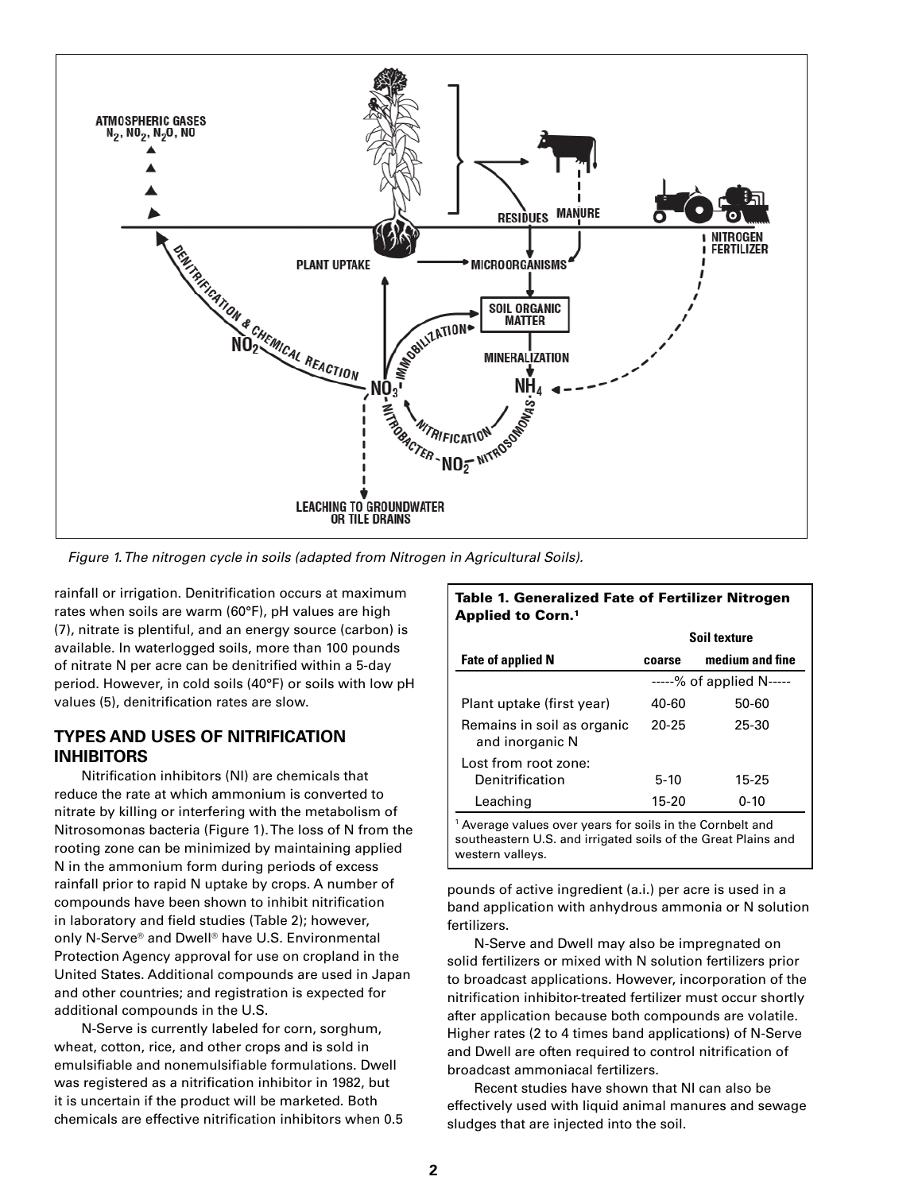*Figure 1. The nitrogen cycle in soils (adapted from Nitrogen in Agricultural Soils).*

rainfall or irrigation. Denitrification occurs at maximum rates when soils are warm (60°F), pH values are high (7), nitrate is plentiful, and an energy source (carbon) is available. In waterlogged soils, more than 100 pounds of nitrate N per acre can be denitrified within a 5-day period. However, in cold soils (40°F) or soils with low pH values (5), denitrification rates are slow.

## TYPES AND USES OF NITRIFICATION INHIBITORS

Nitrification inhibitors (NI) are chemicals that reduce the rate at which ammonium is converted to nitrate by killing or interfering with the metabolism of Nitrosomonas bacteria (Figure 1). The loss of N from the rooting zone can be minimized by maintaining applied N in the ammonium form during periods of excess rainfall prior to rapid N uptake by crops. A number of compounds have been shown to inhibit nitrification in laboratory and field studies (Table 2); however, only N-Serve® and Dwell® have U.S. Environmental Protection Agency approval for use on cropland in the United States. Additional compounds are used in Japan and other countries; and registration is expected for additional compounds in the U.S.

N-Serve is currently labeled for corn, sorghum, wheat, cotton, rice, and other crops and is sold in emulsifiable and nonemulsifiable formulations. Dwell was registered as a nitrification inhibitor in 1982, but it is uncertain if the product will be marketed. Both chemicals are effective nitrification inhibitors when 0.5 pounds of active ingredient (a.i.) per acre is used in a band application with anhydrous ammonia or N solution fertilizers.

N-Serve and Dwell may also be impregnated on solid fertilizers or mixed with N solution fertilizers prior to broadcast applications. However, incorporation of the nitrification inhibitor-treated fertilizer must occur shortly after application because both compounds are volatile. Higher rates (2 to 4 times band applications) of N-Serve and Dwell are often required to control nitrification of broadcast ammoniacal fertilizers.

Recent studies have shown that NI can also be effectively used with liquid animal manures and sewage sludges that are injected into the soil.

**Table 1. Generalized Fate of Fertilizer Nitrogen Applied to Corn.[1]**

| | Soil texture | |
|---|---|---|
| **Fate of applied N** | **coarse** | **medium and fine** |
| | -----% of applied N----- | |
| Plant uptake (first year) | 40-60 | 50-60 |
| Remains in soil as organic and inorganic N | 20-25 | 25-30 |
| Lost from root zone: | | |
| Denitrification | 5-10 | 15-25 |
| Leaching | 15-20 | 0-10 |

[1] Average values over years for soils in the Cornbelt and southeastern U.S. and irrigated soils of the Great Plains and western valleys.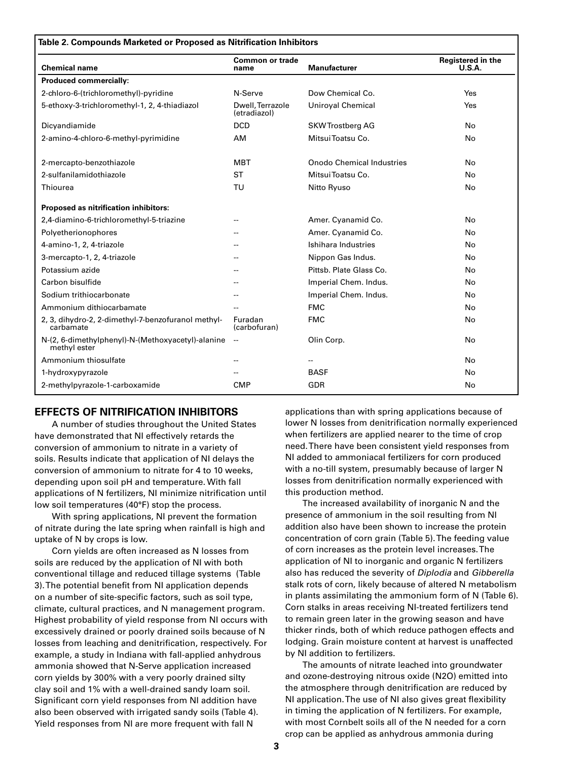**Table 2. Compounds Marketed or Proposed as Nitrification Inhibitors**

| Chemical name | Common or trade name | Manufacturer | Registered in the U.S.A. |
|---|---|---|---|
| **Produced commercially:** | | | |
| 2-chloro-6-(trichloromethyl)-pyridine | N-Serve | Dow Chemical Co. | Yes |
| 5-ethoxy-3-trichloromethyl-1, 2, 4-thiadiazol | Dwell, Terrazole (etradiazol) | Uniroyal Chemical | Yes |
| Dicyandiamide | DCD | SKW Trostberg AG | No |
| 2-amino-4-chloro-6-methyl-pyrimidine | AM | Mitsui Toatsu Co. | No |
| 2-mercapto-benzothiazole | MBT | Onodo Chemical Industries | No |
| 2-sulfanilamidothiazole | ST | Mitsui Toatsu Co. | No |
| Thiourea | TU | Nitto Ryuso | No |
| **Proposed as nitrification inhibitors:** | | | |
| 2,4-diamino-6-trichloromethyl-5-triazine | -- | Amer. Cyanamid Co. | No |
| Polyetherionophores | -- | Amer. Cyanamid Co. | No |
| 4-amino-1, 2, 4-triazole | -- | Ishihara Industries | No |
| 3-mercapto-1, 2, 4-triazole | -- | Nippon Gas Indus. | No |
| Potassium azide | -- | Pittsb. Plate Glass Co. | No |
| Carbon bisulfide | -- | Imperial Chem. Indus. | No |
| Sodium trithiocarbonate | -- | Imperial Chem. Indus. | No |
| Ammonium dithiocarbamate | -- | FMC | No |
| 2, 3, dihydro-2, 2-dimethyl-7-benzofuranol methyl-carbamate | Furadan (carbofuran) | FMC | No |
| N-(2, 6-dimethylphenyl)-N-(Methoxyacetyl)-alanine methyl ester | -- | Olin Corp. | No |
| Ammonium thiosulfate | -- | -- | No |
| 1-hydroxypyrazole | -- | BASF | No |
| 2-methylpyrazole-1-carboxamide | CMP | GDR | No |

## EFFECTS OF NITRIFICATION INHIBITORS

A number of studies throughout the United States have demonstrated that NI effectively retards the conversion of ammonium to nitrate in a variety of soils. Results indicate that application of NI delays the conversion of ammonium to nitrate for 4 to 10 weeks, depending upon soil pH and temperature. With fall applications of N fertilizers, NI minimize nitrification until low soil temperatures (40°F) stop the process.

With spring applications, NI prevent the formation of nitrate during the late spring when rainfall is high and uptake of N by crops is low.

Corn yields are often increased as N losses from soils are reduced by the application of NI with both conventional tillage and reduced tillage systems (Table 3). The potential benefit from NI application depends on a number of site-specific factors, such as soil type, climate, cultural practices, and N management program. Highest probability of yield response from NI occurs with excessively drained or poorly drained soils because of N losses from leaching and denitrification, respectively. For example, a study in Indiana with fall-applied anhydrous ammonia showed that N-Serve application increased corn yields by 300% with a very poorly drained silty clay soil and 1% with a well-drained sandy loam soil. Significant corn yield responses from NI addition have also been observed with irrigated sandy soils (Table 4). Yield responses from NI are more frequent with fall N applications than with spring applications because of lower N losses from denitrification normally experienced when fertilizers are applied nearer to the time of crop need. There have been consistent yield responses from NI added to ammoniacal fertilizers for corn produced with a no-till system, presumably because of larger N losses from denitrification normally experienced with this production method.

The increased availability of inorganic N and the presence of ammonium in the soil resulting from NI addition also have been shown to increase the protein concentration of corn grain (Table 5). The feeding value of corn increases as the protein level increases. The application of NI to inorganic and organic N fertilizers also has reduced the severity of *Diplodia* and *Gibberella* stalk rots of corn, likely because of altered N metabolism in plants assimilating the ammonium form of N (Table 6). Corn stalks in areas receiving NI-treated fertilizers tend to remain green later in the growing season and have thicker rinds, both of which reduce pathogen effects and lodging. Grain moisture content at harvest is unaffected by NI addition to fertilizers.

The amounts of nitrate leached into groundwater and ozone-destroying nitrous oxide ($N_2O$) emitted into the atmosphere through denitrification are reduced by NI application. The use of NI also gives great flexibility in timing the application of N fertilizers. For example, with most Cornbelt soils all of the N needed for a corn crop can be applied as anhydrous ammonia during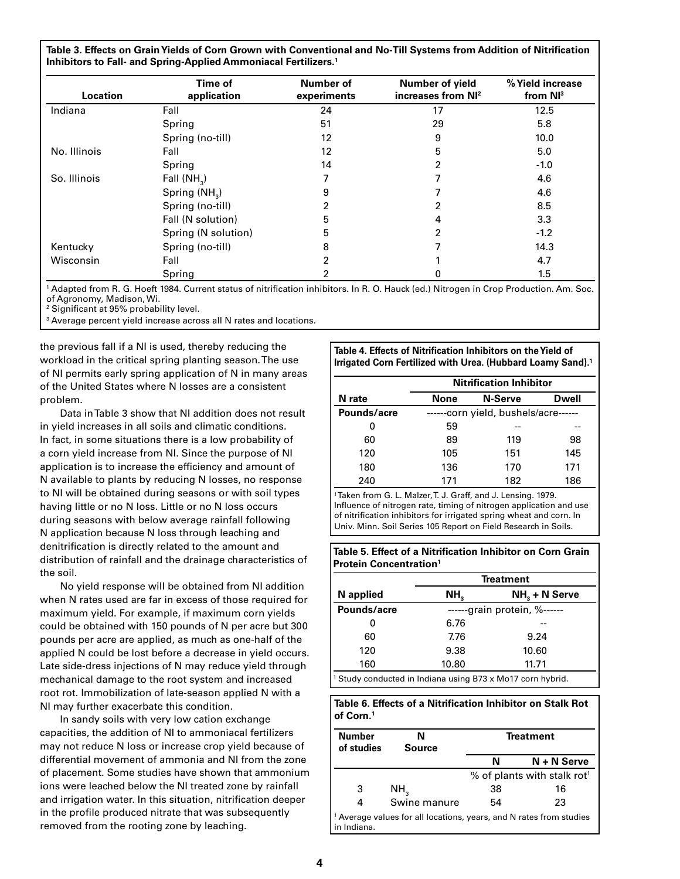**Table 3. Effects on Grain Yields of Corn Grown with Conventional and No-Till Systems from Addition of Nitrification Inhibitors to Fall- and Spring-Applied Ammoniacal Fertilizers.[1]**

| Location | Time of application | Number of experiments | Number of yield increases from NI[2] | % Yield increase from NI[3] |
|---|---|---|---|---|
| Indiana | Fall | 24 | 17 | 12.5 |
| | Spring | 51 | 29 | 5.8 |
| | Spring (no-till) | 12 | 9 | 10.0 |
| No. Illinois | Fall | 12 | 5 | 5.0 |
| | Spring | 14 | 2 | -1.0 |
| So. Illinois | Fall ($NH_3$) | 7 | 7 | 4.6 |
| | Spring ($NH_3$) | 9 | 7 | 4.6 |
| | Spring (no-till) | 2 | 2 | 8.5 |
| | Fall (N solution) | 5 | 4 | 3.3 |
| | Spring (N solution) | 5 | 2 | -1.2 |
| Kentucky | Spring (no-till) | 8 | 7 | 14.3 |
| Wisconsin | Fall | 2 | 1 | 4.7 |
| | Spring | 2 | 0 | 1.5 |

[1] Adapted from R. G. Hoeft 1984. Current status of nitrification inhibitors. In R. O. Hauck (ed.) Nitrogen in Crop Production. Am. Soc. of Agronomy, Madison, Wi.
[2] Significant at 95% probability level.
[3] Average percent yield increase across all N rates and locations.

the previous fall if a NI is used, thereby reducing the workload in the critical spring planting season. The use of NI permits early spring application of N in many areas of the United States where N losses are a consistent problem.

Data in Table 3 show that NI addition does not result in yield increases in all soils and climatic conditions. In fact, in some situations there is a low probability of a corn yield increase from NI. Since the purpose of NI application is to increase the efficiency and amount of N available to plants by reducing N losses, no response to NI will be obtained during seasons or with soil types having little or no N loss. Little or no N loss occurs during seasons with below average rainfall following N application because N loss through leaching and denitrification is directly related to the amount and distribution of rainfall and the drainage characteristics of the soil.

No yield response will be obtained from NI addition when N rates used are far in excess of those required for maximum yield. For example, if maximum corn yields could be obtained with 150 pounds of N per acre but 300 pounds per acre are applied, as much as one-half of the applied N could be lost before a decrease in yield occurs. Late side-dress injections of N may reduce yield through mechanical damage to the root system and increased root rot. Immobilization of late-season applied N with a NI may further exacerbate this condition.

In sandy soils with very low cation exchange capacities, the addition of NI to ammoniacal fertilizers may not reduce N loss or increase crop yield because of differential movement of ammonia and NI from the zone of placement. Some studies have shown that ammonium ions were leached below the NI treated zone by rainfall and irrigation water. In this situation, nitrification deeper in the profile produced nitrate that was subsequently removed from the rooting zone by leaching.

**Table 4. Effects of Nitrification Inhibitors on the Yield of Irrigated Corn Fertilized with Urea. (Hubbard Loamy Sand).[1]**

| N rate | Nitrification Inhibitor | | |
|---|---|---|---|
| | None | N-Serve | Dwell |
| Pounds/acre | ------corn yield, bushels/acre------ | | |
| 0 | 59 | -- | -- |
| 60 | 89 | 119 | 98 |
| 120 | 105 | 151 | 145 |
| 180 | 136 | 170 | 171 |
| 240 | 171 | 182 | 186 |

[1] Taken from G. L. Malzer, T. J. Graff, and J. Lensing. 1979. Influence of nitrogen rate, timing of nitrogen application and use of nitrification inhibitors for irrigated spring wheat and corn. In Univ. Minn. Soil Series 105 Report on Field Research in Soils.

**Table 5. Effect of a Nitrification Inhibitor on Corn Grain Protein Concentration[1]**

| N applied | Treatment | |
|---|---|---|
| | $NH_3$ | $NH_3$ + N Serve |
| Pounds/acre | ------grain protein, %------ | |
| 0 | 6.76 | -- |
| 60 | 7.76 | 9.24 |
| 120 | 9.38 | 10.60 |
| 160 | 10.80 | 11.71 |

[1] Study conducted in Indiana using B73 x Mo17 corn hybrid.

**Table 6. Effects of a Nitrification Inhibitor on Stalk Rot of Corn.[1]**

| Number of studies | N Source | Treatment | |
|---|---|---|---|
| | | N | N + N Serve |
| | | % of plants with stalk rot[1] | |
| 3 | $NH_3$ | 38 | 16 |
| 4 | Swine manure | 54 | 23 |

[1] Average values for all locations, years, and N rates from studies in Indiana.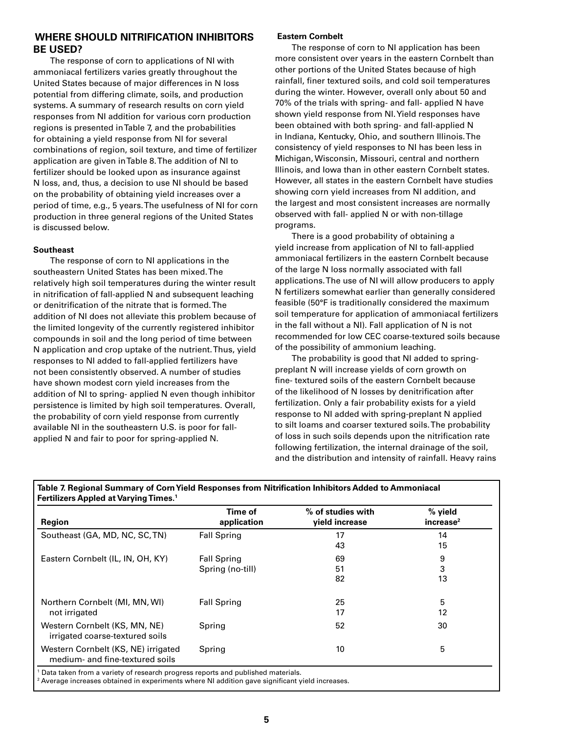## WHERE SHOULD NITRIFICATION INHIBITORS BE USED?

The response of corn to applications of NI with ammoniacal fertilizers varies greatly throughout the United States because of major differences in N loss potential from differing climate, soils, and production systems. A summary of research results on corn yield responses from NI addition for various corn production regions is presented in Table 7, and the probabilities for obtaining a yield response from NI for several combinations of region, soil texture, and time of fertilizer application are given in Table 8. The addition of NI to fertilizer should be looked upon as insurance against N loss, and, thus, a decision to use NI should be based on the probability of obtaining yield increases over a period of time, e.g., 5 years. The usefulness of NI for corn production in three general regions of the United States is discussed below.

**Southeast**

The response of corn to NI applications in the southeastern United States has been mixed. The relatively high soil temperatures during the winter result in nitrification of fall-applied N and subsequent leaching or denitrification of the nitrate that is formed. The addition of NI does not alleviate this problem because of the limited longevity of the currently registered inhibitor compounds in soil and the long period of time between N application and crop uptake of the nutrient. Thus, yield responses to NI added to fall-applied fertilizers have not been consistently observed. A number of studies have shown modest corn yield increases from the addition of NI to spring- applied N even though inhibitor persistence is limited by high soil temperatures. Overall, the probability of corn yield response from currently available NI in the southeastern U.S. is poor for fall-applied N and fair to poor for spring-applied N.

**Eastern Cornbelt**

The response of corn to NI application has been more consistent over years in the eastern Cornbelt than other portions of the United States because of high rainfall, finer textured soils, and cold soil temperatures during the winter. However, overall only about 50 and 70% of the trials with spring- and fall- applied N have shown yield response from NI. Yield responses have been obtained with both spring- and fall-applied N in Indiana, Kentucky, Ohio, and southern Illinois. The consistency of yield responses to NI has been less in Michigan, Wisconsin, Missouri, central and northern Illinois, and Iowa than in other eastern Cornbelt states. However, all states in the eastern Cornbelt have studies showing corn yield increases from NI addition, and the largest and most consistent increases are normally observed with fall- applied N or with non-tillage programs.

There is a good probability of obtaining a yield increase from application of NI to fall-applied ammoniacal fertilizers in the eastern Cornbelt because of the large N loss normally associated with fall applications. The use of NI will allow producers to apply N fertilizers somewhat earlier than generally considered feasible (50°F is traditionally considered the maximum soil temperature for application of ammoniacal fertilizers in the fall without a NI). Fall application of N is not recommended for low CEC coarse-textured soils because of the possibility of ammonium leaching.

The probability is good that NI added to spring-preplant N will increase yields of corn growth on fine- textured soils of the eastern Cornbelt because of the likelihood of N losses by denitrification after fertilization. Only a fair probability exists for a yield response to NI added with spring-preplant N applied to silt loams and coarser textured soils. The probability of loss in such soils depends upon the nitrification rate following fertilization, the internal drainage of the soil, and the distribution and intensity of rainfall. Heavy rains

**Table 7. Regional Summary of Corn Yield Responses from Nitrification Inhibitors Added to Ammoniacal Fertilizers Appled at Varying Times.[1]**

| Region | Time of application | % of studies with yield increase | % yield increase[2] |
|---|---|---|---|
| Southeast (GA, MD, NC, SC, TN) | Fall | 17 | 14 |
| | Spring | 43 | 15 |
| Eastern Cornbelt (IL, IN, OH, KY) | Fall | 69 | 9 |
| | Spring | 51 | 3 |
| | Spring (no-till) | 82 | 13 |
| Northern Cornbelt (MI, MN, WI) not irrigated | Fall | 25 | 5 |
| | Spring | 17 | 12 |
| Western Cornbelt (KS, MN, NE) irrigated coarse-textured soils | Spring | 52 | 30 |
| Western Cornbelt (KS, NE) irrigated medium- and fine-textured soils | Spring | 10 | 5 |

[1] Data taken from a variety of research progress reports and published materials.
[2] Average increases obtained in experiments where NI addition gave significant yield increases.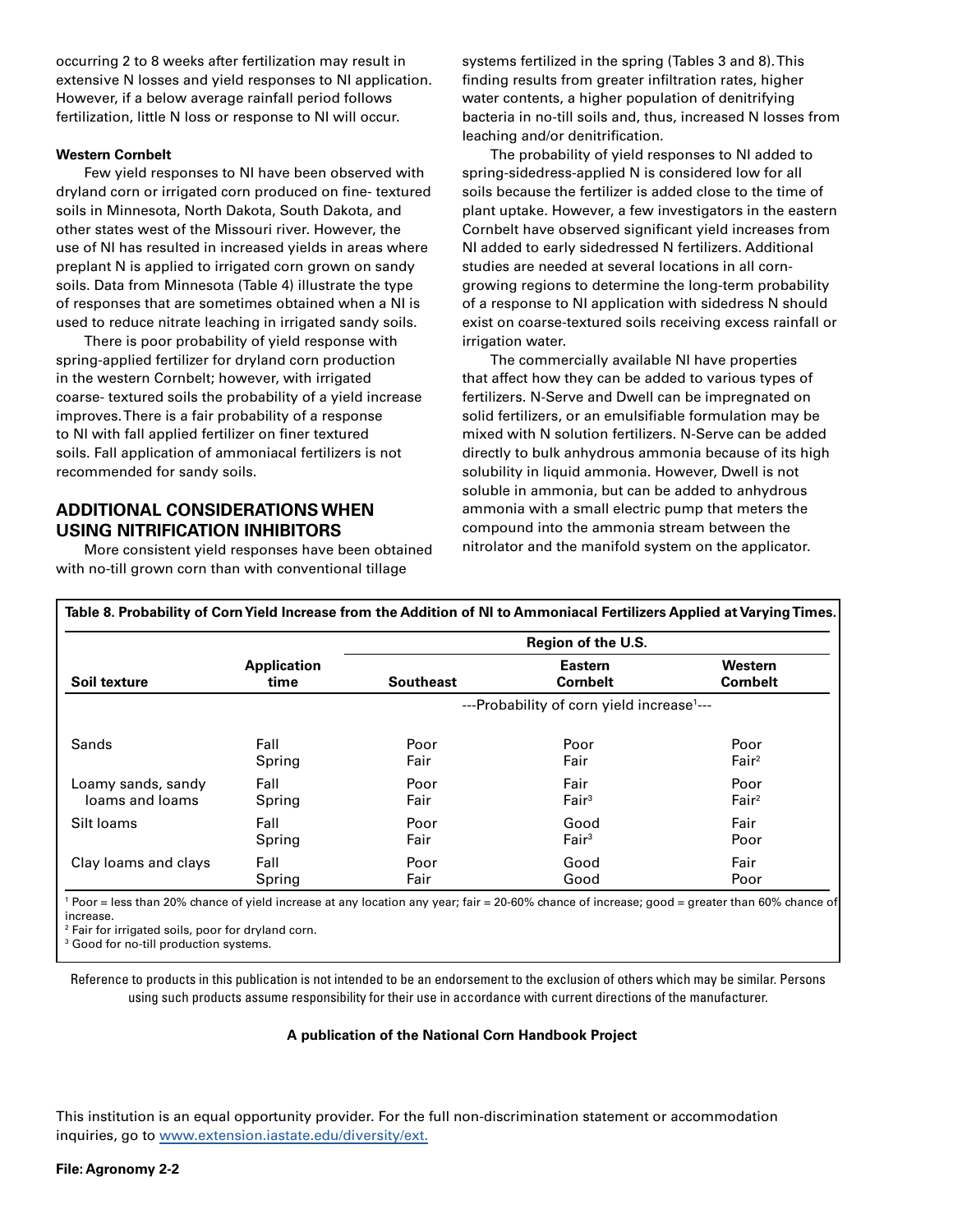occurring 2 to 8 weeks after fertilization may result in extensive N losses and yield responses to NI application. However, if a below average rainfall period follows fertilization, little N loss or response to NI will occur.

**Western Cornbelt**

Few yield responses to NI have been observed with dryland corn or irrigated corn produced on fine- textured soils in Minnesota, North Dakota, South Dakota, and other states west of the Missouri river. However, the use of NI has resulted in increased yields in areas where preplant N is applied to irrigated corn grown on sandy soils. Data from Minnesota (Table 4) illustrate the type of responses that are sometimes obtained when a NI is used to reduce nitrate leaching in irrigated sandy soils.

There is poor probability of yield response with spring-applied fertilizer for dryland corn production in the western Cornbelt; however, with irrigated coarse- textured soils the probability of a yield increase improves. There is a fair probability of a response to NI with fall applied fertilizer on finer textured soils. Fall application of ammoniacal fertilizers is not recommended for sandy soils.

## ADDITIONAL CONSIDERATIONS WHEN USING NITRIFICATION INHIBITORS

More consistent yield responses have been obtained with no-till grown corn than with conventional tillage systems fertilized in the spring (Tables 3 and 8). This finding results from greater infiltration rates, higher water contents, a higher population of denitrifying bacteria in no-till soils and, thus, increased N losses from leaching and/or denitrification.

The probability of yield responses to NI added to spring-sidedress-applied N is considered low for all soils because the fertilizer is added close to the time of plant uptake. However, a few investigators in the eastern Cornbelt have observed significant yield increases from NI added to early sidedressed N fertilizers. Additional studies are needed at several locations in all corn-growing regions to determine the long-term probability of a response to NI application with sidedress N should exist on coarse-textured soils receiving excess rainfall or irrigation water.

The commercially available NI have properties that affect how they can be added to various types of fertilizers. N-Serve and Dwell can be impregnated on solid fertilizers, or an emulsifiable formulation may be mixed with N solution fertilizers. N-Serve can be added directly to bulk anhydrous ammonia because of its high solubility in liquid ammonia. However, Dwell is not soluble in ammonia, but can be added to anhydrous ammonia with a small electric pump that meters the compound into the ammonia stream between the nitrolator and the manifold system on the applicator.

**Table 8. Probability of Corn Yield Increase from the Addition of NI to Ammoniacal Fertilizers Applied at Varying Times.**

| Soil texture | Application time | Region of the U.S. | | |
|---|---|---|---|---|
| | | Southeast | Eastern Cornbelt | Western Cornbelt |
| | | ---Probability of corn yield increase[1]--- | | |
| Sands | Fall | Poor | Poor | Poor |
| | Spring | Fair | Fair | Fair[2] |
| Loamy sands, sandy loams and loams | Fall | Poor | Fair | Poor |
| | Spring | Fair | Fair[3] | Fair[2] |
| Silt loams | Fall | Poor | Good | Fair |
| | Spring | Fair | Fair[3] | Poor |
| Clay loams and clays | Fall | Poor | Good | Fair |
| | Spring | Fair | Good | Poor |

[1] Poor = less than 20% chance of yield increase at any location any year; fair = 20-60% chance of increase; good = greater than 60% chance of increase.
[2] Fair for irrigated soils, poor for dryland corn.
[3] Good for no-till production systems.

Reference to products in this publication is not intended to be an endorsement to the exclusion of others which may be similar. Persons using such products assume responsibility for their use in accordance with current directions of the manufacturer.

**A publication of the National Corn Handbook Project**

This institution is an equal opportunity provider. For the full non-discrimination statement or accommodation inquiries, go to www.extension.iastate.edu/diversity/ext.

**File: Agronomy 2-2**